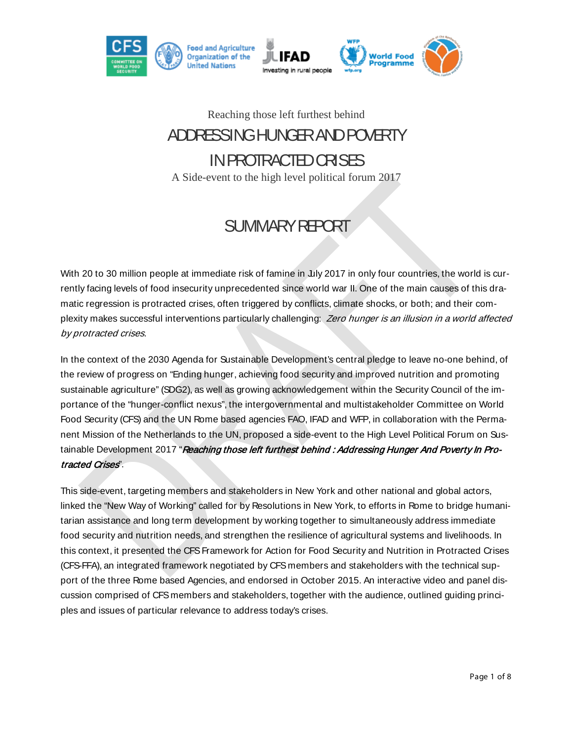Reaching those left furthest behind

# ADDRESSING HUNGER AND POVERTY IN PROTRACTED CRISES

A Side-event to the high level political forum 2017

## SUMMARY REPORT

With 20 to 30 million people at immediate risk of famine in July 2017 in only four countries, the world is currently facing levels of food insecurity unprecedented since world war II. One of the main causes of this dramatic regression is protracted crises, often triggered by conflicts, climate shocks, or both; and their complexity makes successful interventions particularly challenging: *Zero hunger is an illusion in a world affected by protracted crises*.

In the context of the 2030 Agenda for Sustainable Development's central pledge to leave no-one behind, of the review of progress on "Ending hunger, achieving food security and improved nutrition and promoting sustainable agriculture" (SDG2), as well as growing acknowledgement within the Security Council of the importance of the "hunger-conflict nexus", the intergovernmental and multistakeholder Committee on World Food Security (CFS) and the UN Rome based agencies FAO, IFAD and WFP, in collaboration with the Permanent Mission of the Netherlands to the UN, proposed a side-event to the High Level Political Forum on Sustainable Development 2017 "***Reaching those left furthest behind : Addressing Hunger And Poverty In Protracted Crises***".

This side-event, targeting members and stakeholders in New York and other national and global actors, linked the "New Way of Working" called for by Resolutions in New York, to efforts in Rome to bridge humanitarian assistance and long term development by working together to simultaneously address immediate food security and nutrition needs, and strengthen the resilience of agricultural systems and livelihoods. In this context, it presented the CFS Framework for Action for Food Security and Nutrition in Protracted Crises (CFS-FFA), an integrated framework negotiated by CFS members and stakeholders with the technical support of the three Rome based Agencies, and endorsed in October 2015. An interactive video and panel discussion comprised of CFS members and stakeholders, together with the audience, outlined guiding principles and issues of particular relevance to address today's crises.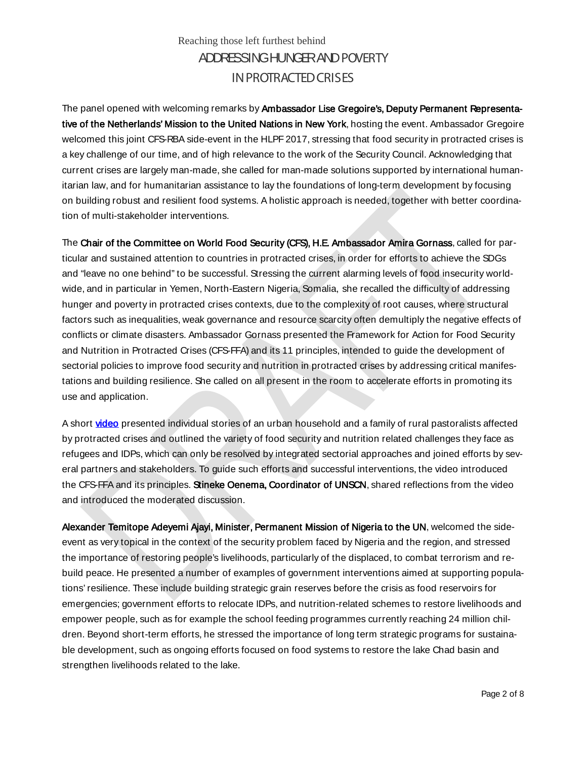Reaching those left furthest behind

# ADDRESSING HUNGER AND POVERTY IN PROTRACTED CRISES

The panel opened with welcoming remarks by **Ambassador Lise Gregoire's, Deputy Permanent Representative of the Netherlands' Mission to the United Nations in New York**, hosting the event. Ambassador Gregoire welcomed this joint CFS-RBA side-event in the HLPF 2017, stressing that food security in protracted crises is a key challenge of our time, and of high relevance to the work of the Security Council. Acknowledging that current crises are largely man-made, she called for man-made solutions supported by international humanitarian law, and for humanitarian assistance to lay the foundations of long-term development by focusing on building robust and resilient food systems. A holistic approach is needed, together with better coordination of multi-stakeholder interventions.

The **Chair of the Committee on World Food Security (CFS), H.E. Ambassador Amira Gornass**, called for particular and sustained attention to countries in protracted crises, in order for efforts to achieve the SDGs and "leave no one behind" to be successful. Stressing the current alarming levels of food insecurity worldwide, and in particular in Yemen, North-Eastern Nigeria, Somalia, she recalled the difficulty of addressing hunger and poverty in protracted crises contexts, due to the complexity of root causes, where structural factors such as inequalities, weak governance and resource scarcity often demultiply the negative effects of conflicts or climate disasters. Ambassador Gornass presented the Framework for Action for Food Security and Nutrition in Protracted Crises (CFS-FFA) and its 11 principles, intended to guide the development of sectorial policies to improve food security and nutrition in protracted crises by addressing critical manifestations and building resilience. She called on all present in the room to accelerate efforts in promoting its use and application.

A short **video** presented individual stories of an urban household and a family of rural pastoralists affected by protracted crises and outlined the variety of food security and nutrition related challenges they face as refugees and IDPs, which can only be resolved by integrated sectorial approaches and joined efforts by several partners and stakeholders. To guide such efforts and successful interventions, the video introduced the CFS-FFA and its principles. **Stineke Oenema, Coordinator of UNSCN**, shared reflections from the video and introduced the moderated discussion.

**Alexander Temitope Adeyemi Ajayi, Minister, Permanent Mission of Nigeria to the UN**, welcomed the side-event as very topical in the context of the security problem faced by Nigeria and the region, and stressed the importance of restoring people's livelihoods, particularly of the displaced, to combat terrorism and rebuild peace. He presented a number of examples of government interventions aimed at supporting populations' resilience. These include building strategic grain reserves before the crisis as food reservoirs for emergencies; government efforts to relocate IDPs, and nutrition-related schemes to restore livelihoods and empower people, such as for example the school feeding programmes currently reaching 24 million children. Beyond short-term efforts, he stressed the importance of long term strategic programs for sustainable development, such as ongoing efforts focused on food systems to restore the lake Chad basin and strengthen livelihoods related to the lake.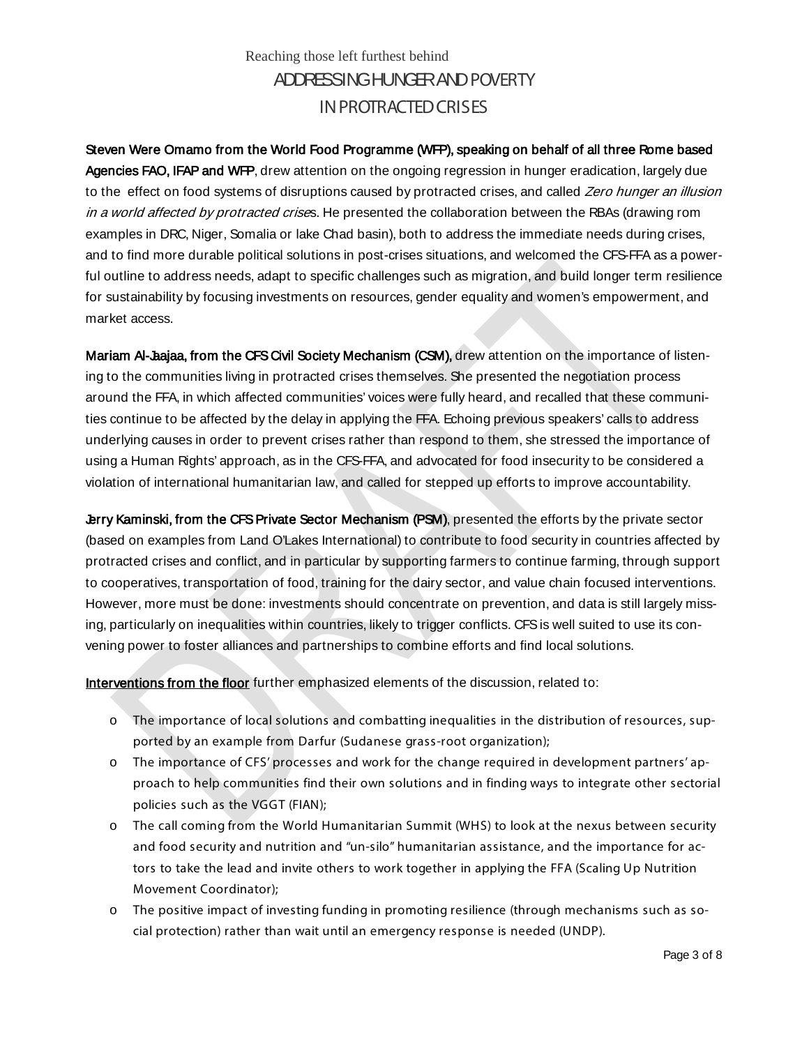**Steven Were Omamo from the World Food Programme (WFP), speaking on behalf of all three Rome based Agencies FAO, IFAP and WFP**, drew attention on the ongoing regression in hunger eradication, largely due to the effect on food systems of disruptions caused by protracted crises, and called *Zero hunger an illusion in a world affected by protracted crises*. He presented the collaboration between the RBAs (drawing rom examples in DRC, Niger, Somalia or lake Chad basin), both to address the immediate needs during crises, and to find more durable political solutions in post-crises situations, and welcomed the CFS-FFA as a powerful outline to address needs, adapt to specific challenges such as migration, and build longer term resilience for sustainability by focusing investments on resources, gender equality and women's empowerment, and market access.

**Mariam Al-Jaajaa, from the CFS Civil Society Mechanism (CSM),** drew attention on the importance of listening to the communities living in protracted crises themselves. She presented the negotiation process around the FFA, in which affected communities' voices were fully heard, and recalled that these communities continue to be affected by the delay in applying the FFA. Echoing previous speakers' calls to address underlying causes in order to prevent crises rather than respond to them, she stressed the importance of using a Human Rights' approach, as in the CFS-FFA, and advocated for food insecurity to be considered a violation of international humanitarian law, and called for stepped up efforts to improve accountability.

**Jerry Kaminski, from the CFS Private Sector Mechanism (PSM)**, presented the efforts by the private sector (based on examples from Land O'Lakes International) to contribute to food security in countries affected by protracted crises and conflict, and in particular by supporting farmers to continue farming, through support to cooperatives, transportation of food, training for the dairy sector, and value chain focused interventions. However, more must be done: investments should concentrate on prevention, and data is still largely missing, particularly on inequalities within countries, likely to trigger conflicts. CFS is well suited to use its convening power to foster alliances and partnerships to combine efforts and find local solutions.

Interventions from the floor further emphasized elements of the discussion, related to:

- The importance of local solutions and combatting inequalities in the distribution of resources, supported by an example from Darfur (Sudanese grass-root organization);
- The importance of CFS' processes and work for the change required in development partners' approach to help communities find their own solutions and in finding ways to integrate other sectorial policies such as the VGGT (FIAN);
- The call coming from the World Humanitarian Summit (WHS) to look at the nexus between security and food security and nutrition and "un-silo" humanitarian assistance, and the importance for actors to take the lead and invite others to work together in applying the FFA (Scaling Up Nutrition Movement Coordinator);
- The positive impact of investing funding in promoting resilience (through mechanisms such as social protection) rather than wait until an emergency response is needed (UNDP).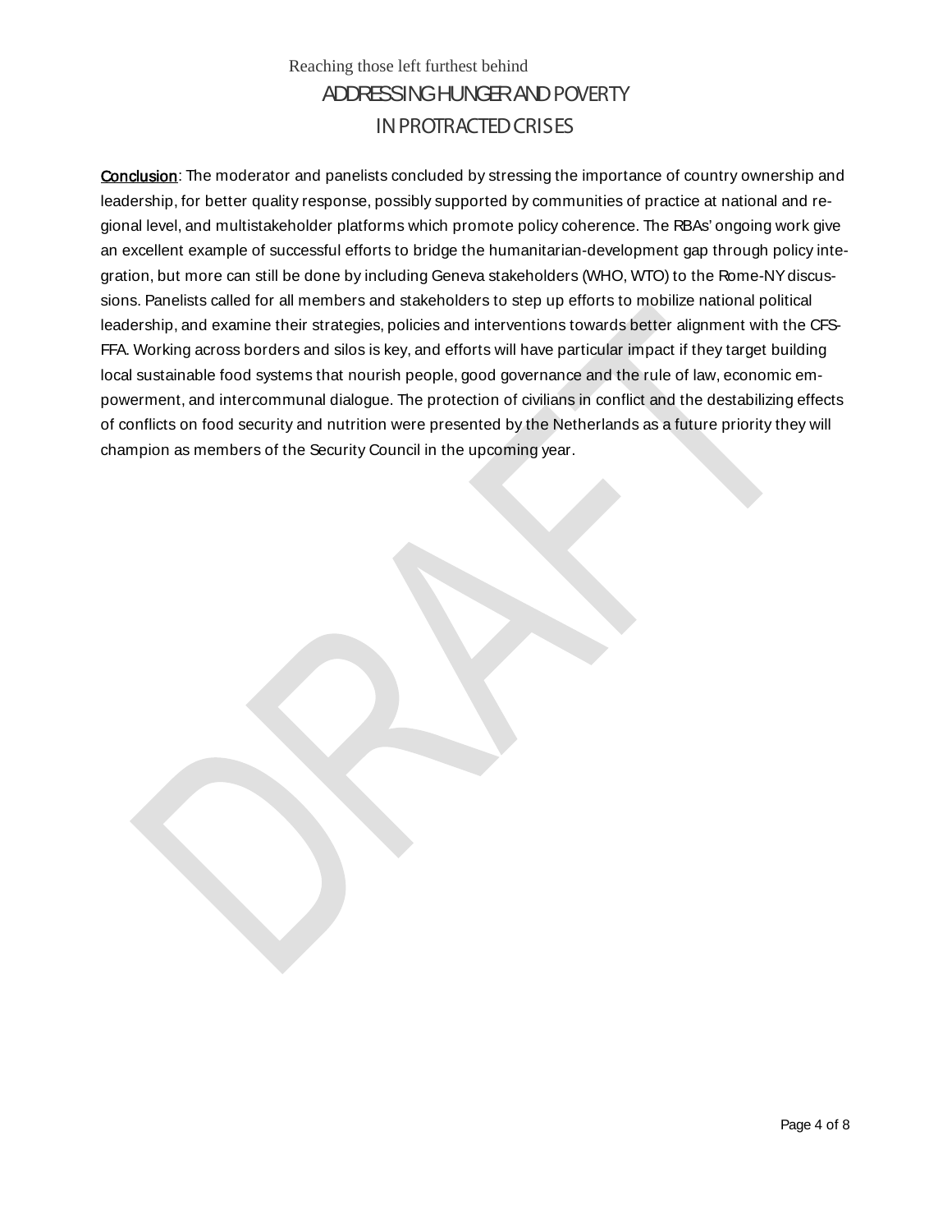**Conclusion**: The moderator and panelists concluded by stressing the importance of country ownership and leadership, for better quality response, possibly supported by communities of practice at national and regional level, and multistakeholder platforms which promote policy coherence. The RBAs' ongoing work give an excellent example of successful efforts to bridge the humanitarian-development gap through policy integration, but more can still be done by including Geneva stakeholders (WHO, WTO) to the Rome-NY discussions. Panelists called for all members and stakeholders to step up efforts to mobilize national political leadership, and examine their strategies, policies and interventions towards better alignment with the CFS-FFA. Working across borders and silos is key, and efforts will have particular impact if they target building local sustainable food systems that nourish people, good governance and the rule of law, economic empowerment, and intercommunal dialogue. The protection of civilians in conflict and the destabilizing effects of conflicts on food security and nutrition were presented by the Netherlands as a future priority they will champion as members of the Security Council in the upcoming year.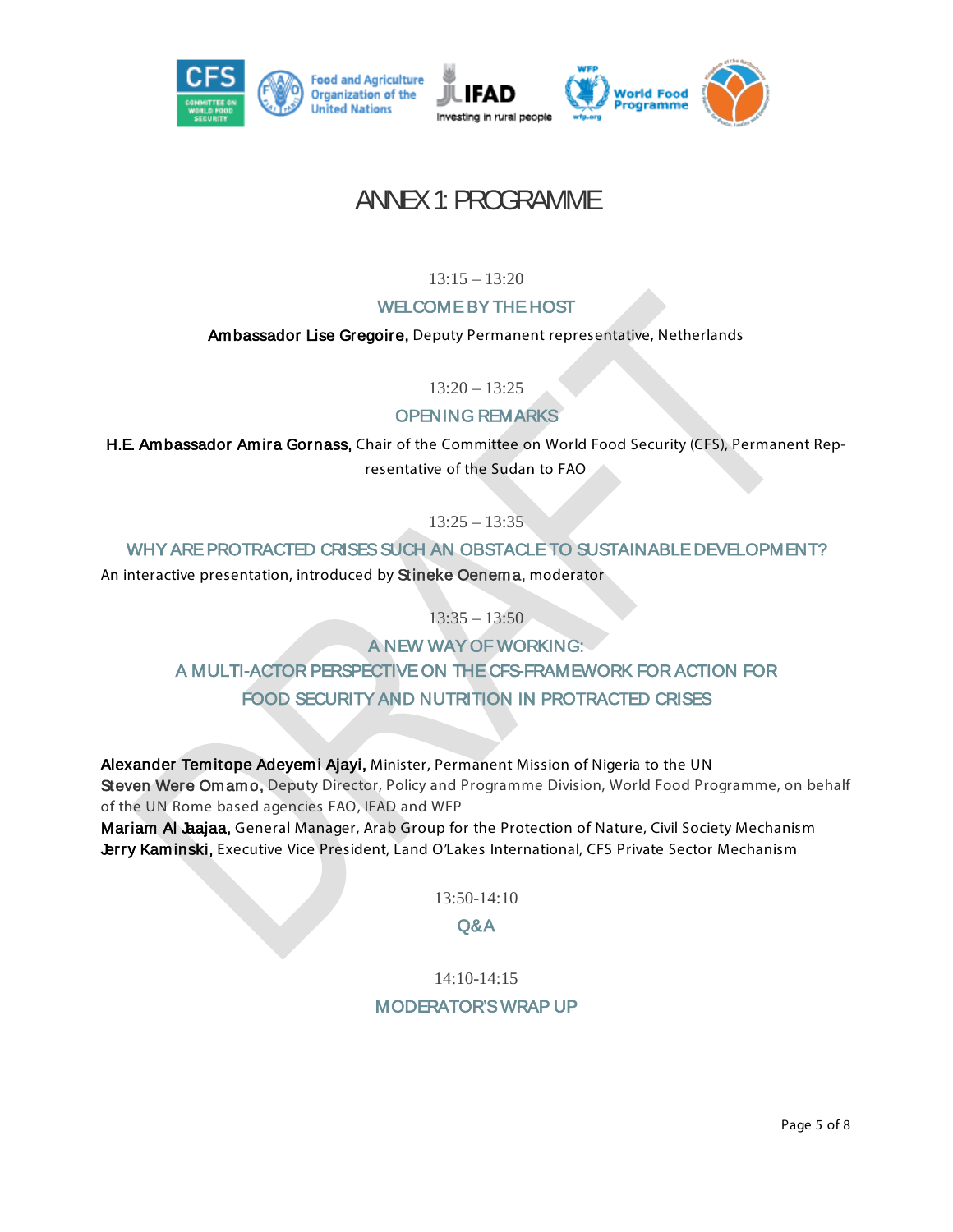# ANNEX 1: PROGRAMME

13:15 – 13:20

### WELCOME BY THE HOST

**Ambassador Lise Gregoire,** Deputy Permanent representative, Netherlands

13:20 – 13:25

### OPENING REMARKS

**H.E. Ambassador Amira Gornass,** Chair of the Committee on World Food Security (CFS), Permanent Representative of the Sudan to FAO

13:25 – 13:35

### WHY ARE PROTRACTED CRISES SUCH AN OBSTACLE TO SUSTAINABLE DEVELOPMENT?

An interactive presentation, introduced by **Stineke Oenema,** moderator

13:35 – 13:50

### A NEW WAY OF WORKING: A MULTI-ACTOR PERSPECTIVE ON THE CFS-FRAMEWORK FOR ACTION FOR FOOD SECURITY AND NUTRITION IN PROTRACTED CRISES

**Alexander Temitope Adeyemi Ajayi,** Minister, Permanent Mission of Nigeria to the UN
**Steven Were Omamo,** Deputy Director, Policy and Programme Division, World Food Programme, on behalf of the UN Rome based agencies FAO, IFAD and WFP
**Mariam Al Jaajaa,** General Manager, Arab Group for the Protection of Nature, Civil Society Mechanism
**Jerry Kaminski,** Executive Vice President, Land O'Lakes International, CFS Private Sector Mechanism

13:50-14:10

### Q&A

14:10-14:15

### MODERATOR'S WRAP UP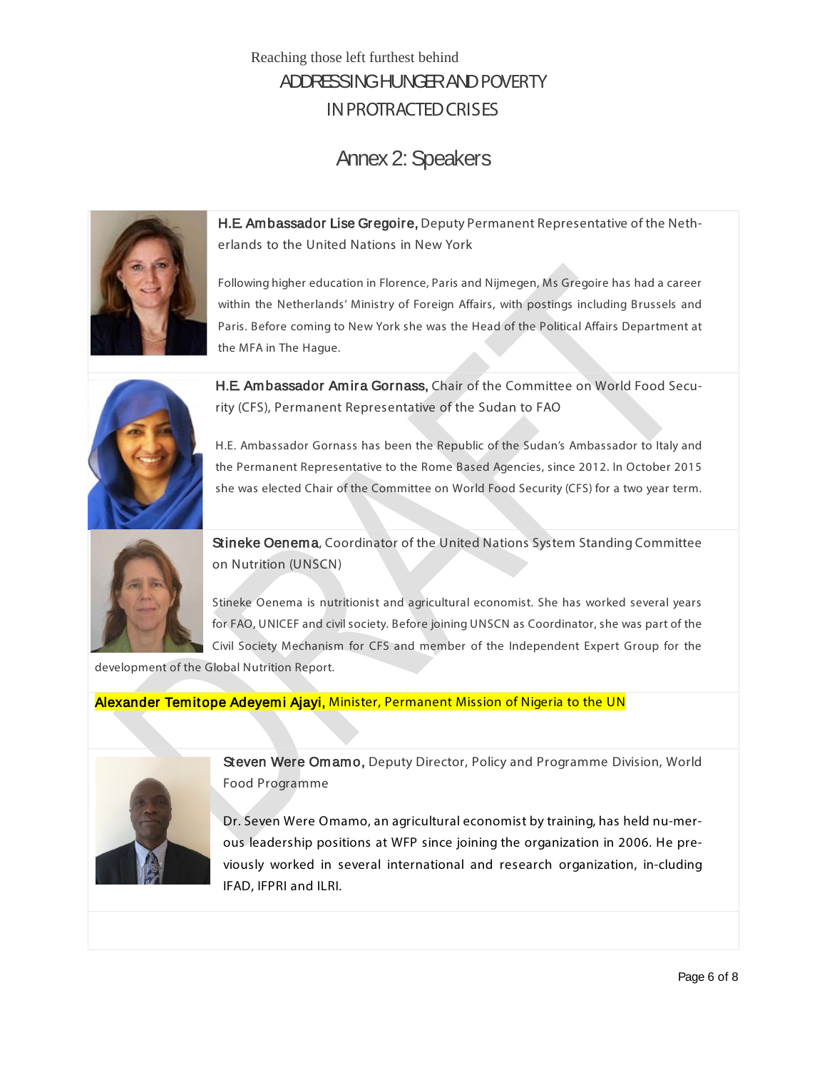Reaching those left furthest behind

# ADDRESSING HUNGER AND POVERTY IN PROTRACTED CRISES

## Annex 2: Speakers

**H.E. Ambassador Lise Gregoire,** Deputy Permanent Representative of the Netherlands to the United Nations in New York

Following higher education in Florence, Paris and Nijmegen, Ms Gregoire has had a career within the Netherlands' Ministry of Foreign Affairs, with postings including Brussels and Paris. Before coming to New York she was the Head of the Political Affairs Department at the MFA in The Hague.

**H.E. Ambassador Amira Gornass,** Chair of the Committee on World Food Security (CFS), Permanent Representative of the Sudan to FAO

H.E. Ambassador Gornass has been the Republic of the Sudan's Ambassador to Italy and the Permanent Representative to the Rome Based Agencies, since 2012. In October 2015 she was elected Chair of the Committee on World Food Security (CFS) for a two year term.

**Stineke Oenema,** Coordinator of the United Nations System Standing Committee on Nutrition (UNSCN)

Stineke Oenema is nutritionist and agricultural economist. She has worked several years for FAO, UNICEF and civil society. Before joining UNSCN as Coordinator, she was part of the Civil Society Mechanism for CFS and member of the Independent Expert Group for the development of the Global Nutrition Report.

**Alexander Temitope Adeyemi Ajayi,** Minister, Permanent Mission of Nigeria to the UN

**Steven Were Omamo,** Deputy Director, Policy and Programme Division, World Food Programme

Dr. Seven Were Omamo, an agricultural economist by training, has held nu-merous leadership positions at WFP since joining the organization in 2006. He previously worked in several international and research organization, in-cluding IFAD, IFPRI and ILRI.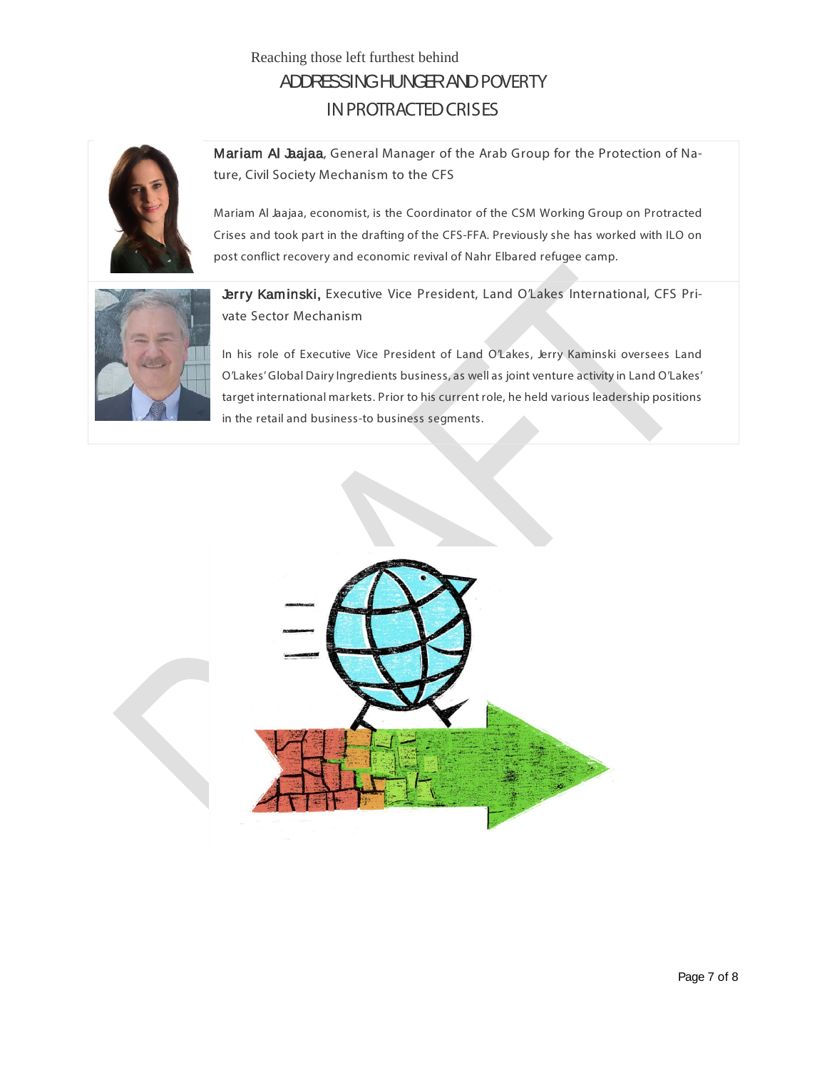**Mariam Al Jaajaa**, General Manager of the Arab Group for the Protection of Nature, Civil Society Mechanism to the CFS

Mariam Al Jaajaa, economist, is the Coordinator of the CSM Working Group on Protracted Crises and took part in the drafting of the CFS-FFA. Previously she has worked with ILO on post conflict recovery and economic revival of Nahr Elbared refugee camp.

**Jerry Kaminski,** Executive Vice President, Land O'Lakes International, CFS Private Sector Mechanism

In his role of Executive Vice President of Land O'Lakes, Jerry Kaminski oversees Land O'Lakes' Global Dairy Ingredients business, as well as joint venture activity in Land O'Lakes' target international markets. Prior to his current role, he held various leadership positions in the retail and business-to business segments.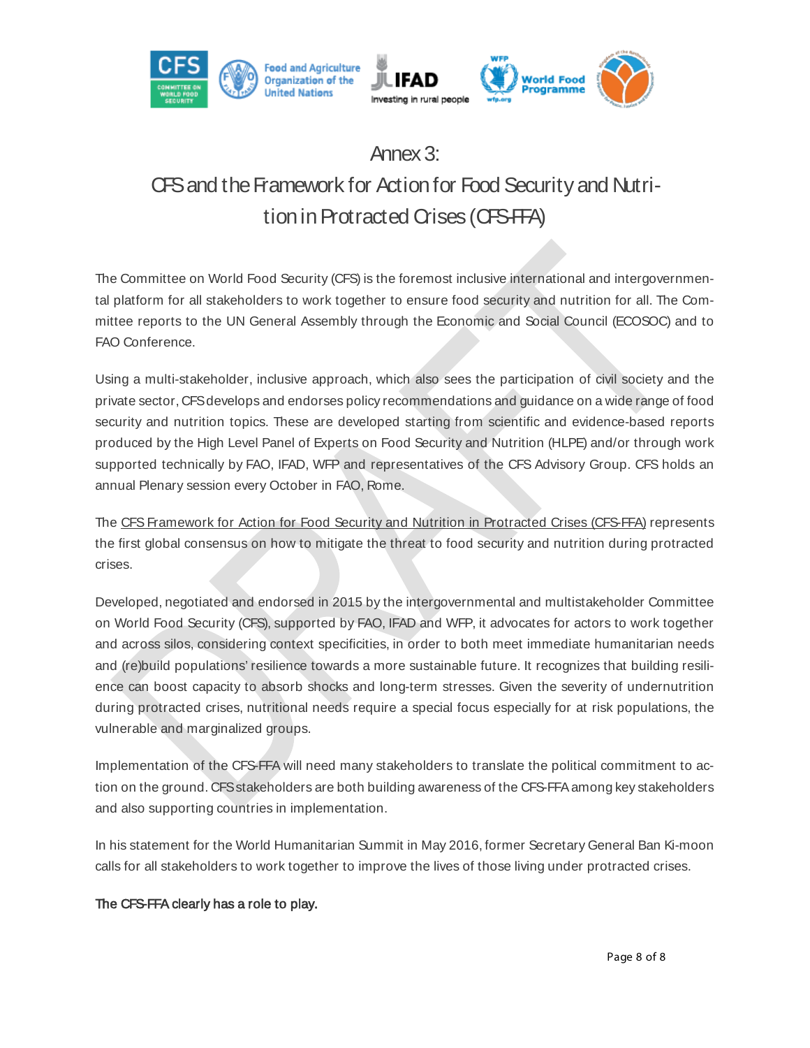# Annex 3:
# CFS and the Framework for Action for Food Security and Nutrition in Protracted Crises (CFS-FFA)

The Committee on World Food Security (CFS) is the foremost inclusive international and intergovernmental platform for all stakeholders to work together to ensure food security and nutrition for all. The Committee reports to the UN General Assembly through the Economic and Social Council (ECOSOC) and to FAO Conference.

Using a multi-stakeholder, inclusive approach, which also sees the participation of civil society and the private sector, CFS develops and endorses policy recommendations and guidance on a wide range of food security and nutrition topics. These are developed starting from scientific and evidence-based reports produced by the High Level Panel of Experts on Food Security and Nutrition (HLPE) and/or through work supported technically by FAO, IFAD, WFP and representatives of the CFS Advisory Group. CFS holds an annual Plenary session every October in FAO, Rome.

The CFS Framework for Action for Food Security and Nutrition in Protracted Crises (CFS-FFA) represents the first global consensus on how to mitigate the threat to food security and nutrition during protracted crises.

Developed, negotiated and endorsed in 2015 by the intergovernmental and multistakeholder Committee on World Food Security (CFS), supported by FAO, IFAD and WFP, it advocates for actors to work together and across silos, considering context specificities, in order to both meet immediate humanitarian needs and (re)build populations' resilience towards a more sustainable future. It recognizes that building resilience can boost capacity to absorb shocks and long-term stresses. Given the severity of undernutrition during protracted crises, nutritional needs require a special focus especially for at risk populations, the vulnerable and marginalized groups.

Implementation of the CFS-FFA will need many stakeholders to translate the political commitment to action on the ground. CFS stakeholders are both building awareness of the CFS-FFA among key stakeholders and also supporting countries in implementation.

In his statement for the World Humanitarian Summit in May 2016, former Secretary General Ban Ki-moon calls for all stakeholders to work together to improve the lives of those living under protracted crises.

**The CFS-FFA clearly has a role to play.**